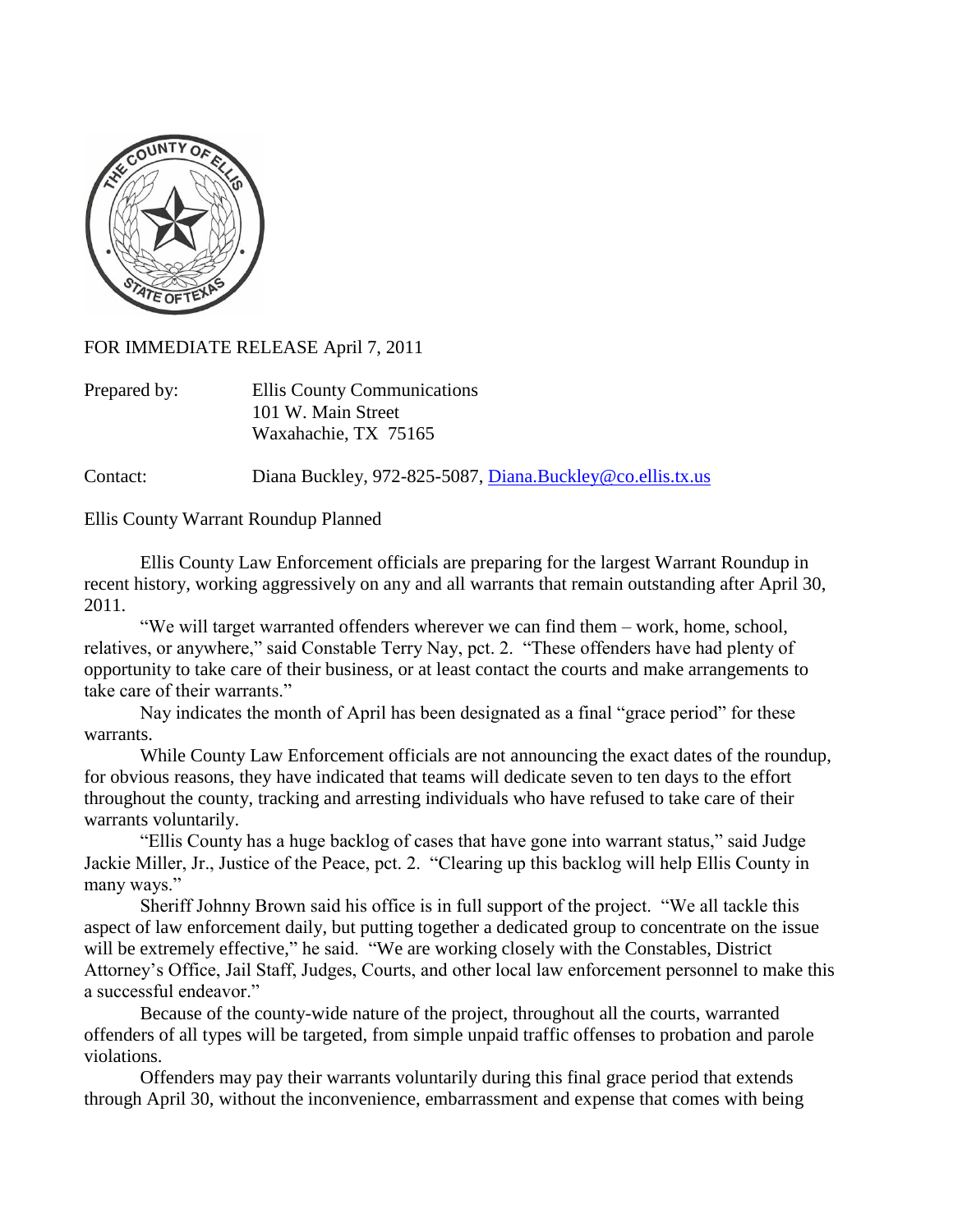FOR IMMEDIATE RELEASE April 7, 2011

Prepared by: Ellis County Communications
101 W. Main Street
Waxahachie, TX 75165

Contact: Diana Buckley, 972-825-5087, Diana.Buckley@co.ellis.tx.us

Ellis County Warrant Roundup Planned

Ellis County Law Enforcement officials are preparing for the largest Warrant Roundup in recent history, working aggressively on any and all warrants that remain outstanding after April 30, 2011.

"We will target warranted offenders wherever we can find them – work, home, school, relatives, or anywhere," said Constable Terry Nay, pct. 2. "These offenders have had plenty of opportunity to take care of their business, or at least contact the courts and make arrangements to take care of their warrants."

Nay indicates the month of April has been designated as a final "grace period" for these warrants.

While County Law Enforcement officials are not announcing the exact dates of the roundup, for obvious reasons, they have indicated that teams will dedicate seven to ten days to the effort throughout the county, tracking and arresting individuals who have refused to take care of their warrants voluntarily.

"Ellis County has a huge backlog of cases that have gone into warrant status," said Judge Jackie Miller, Jr., Justice of the Peace, pct. 2. "Clearing up this backlog will help Ellis County in many ways."

Sheriff Johnny Brown said his office is in full support of the project. "We all tackle this aspect of law enforcement daily, but putting together a dedicated group to concentrate on the issue will be extremely effective," he said. "We are working closely with the Constables, District Attorney's Office, Jail Staff, Judges, Courts, and other local law enforcement personnel to make this a successful endeavor."

Because of the county-wide nature of the project, throughout all the courts, warranted offenders of all types will be targeted, from simple unpaid traffic offenses to probation and parole violations.

Offenders may pay their warrants voluntarily during this final grace period that extends through April 30, without the inconvenience, embarrassment and expense that comes with being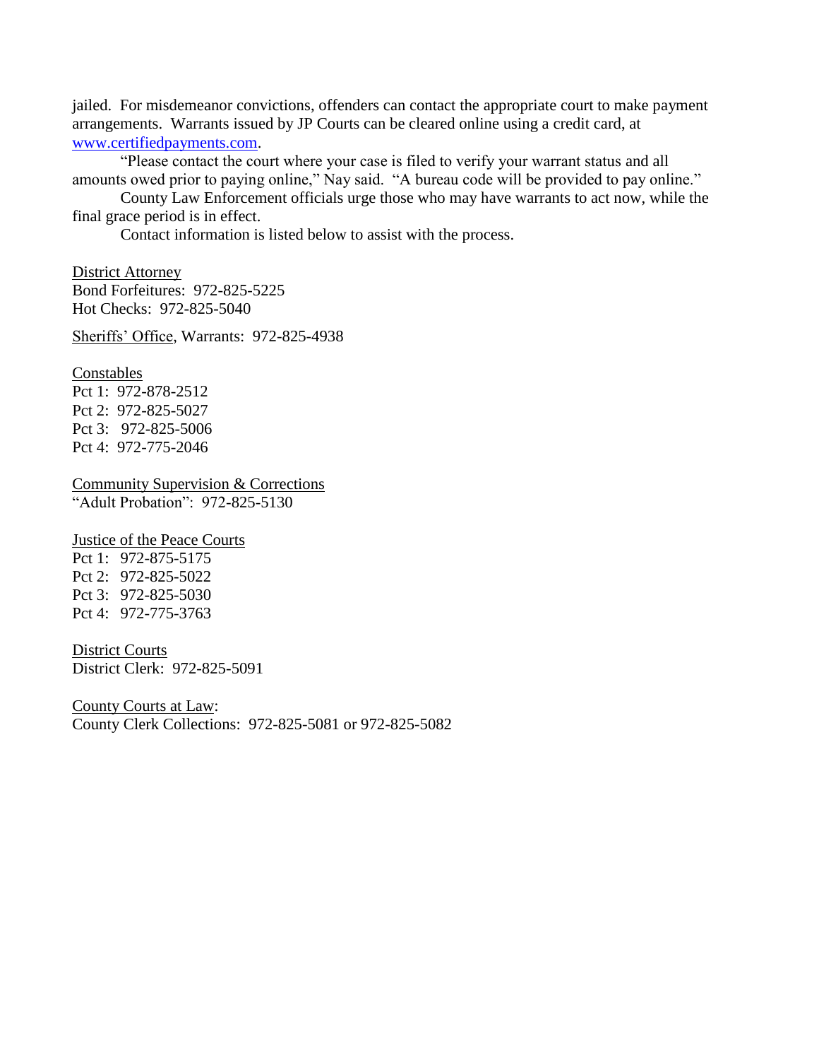jailed. For misdemeanor convictions, offenders can contact the appropriate court to make payment arrangements. Warrants issued by JP Courts can be cleared online using a credit card, at [www.certifiedpayments.com](http://www.certifiedpayments.com).

"Please contact the court where your case is filed to verify your warrant status and all amounts owed prior to paying online," Nay said. "A bureau code will be provided to pay online."

County Law Enforcement officials urge those who may have warrants to act now, while the final grace period is in effect.

Contact information is listed below to assist with the process.

<u>District Attorney</u>
Bond Forfeitures: 972-825-5225
Hot Checks: 972-825-5040

<u>Sheriffs' Office</u>, Warrants: 972-825-4938

<u>Constables</u>
Pct 1: 972-878-2512
Pct 2: 972-825-5027
Pct 3: 972-825-5006
Pct 4: 972-775-2046

<u>Community Supervision & Corrections</u>
"Adult Probation": 972-825-5130

<u>Justice of the Peace Courts</u>
Pct 1: 972-875-5175
Pct 2: 972-825-5022
Pct 3: 972-825-5030
Pct 4: 972-775-3763

<u>District Courts</u>
District Clerk: 972-825-5091

<u>County Courts at Law</u>:
County Clerk Collections: 972-825-5081 or 972-825-5082